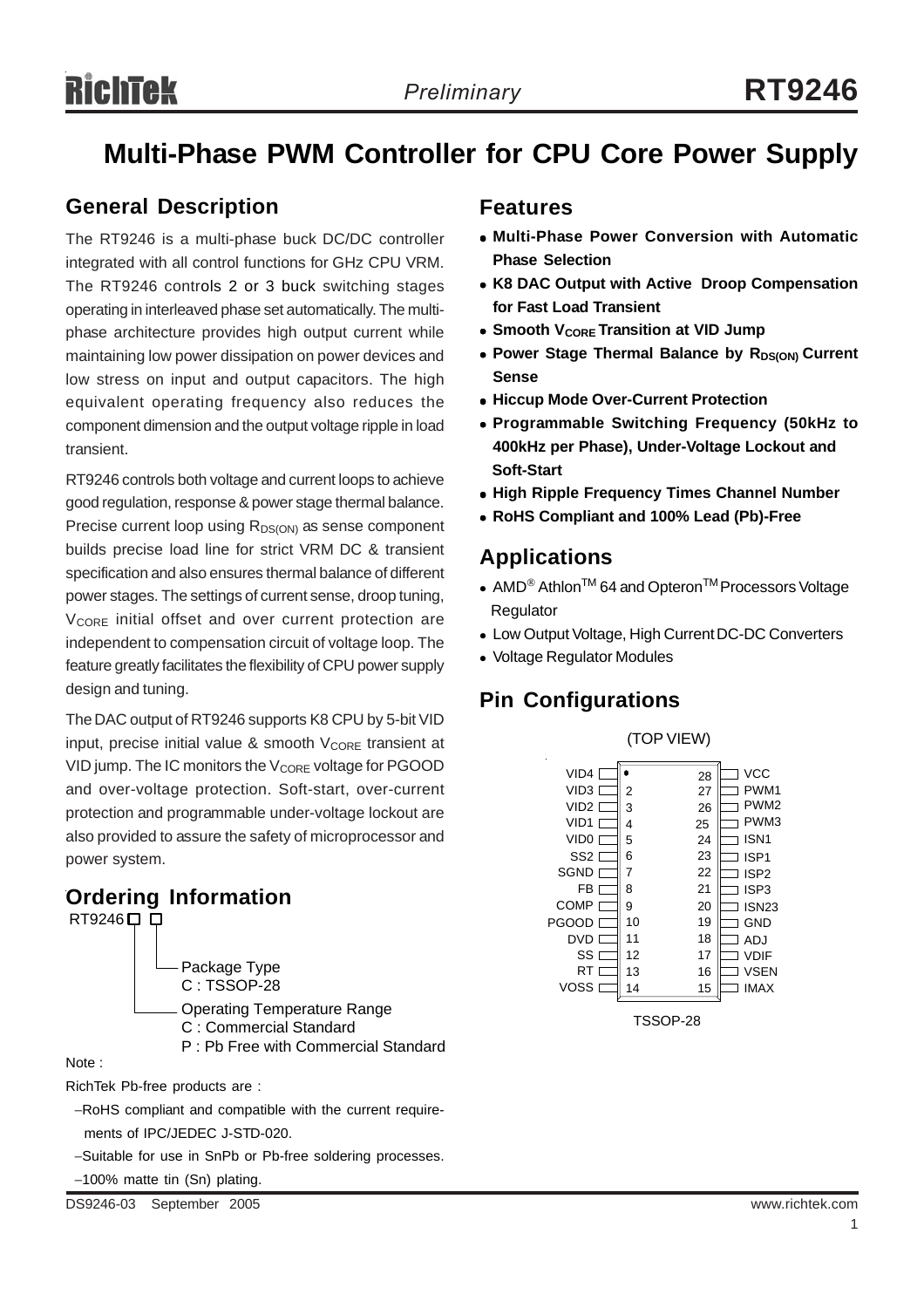# Multi-Phase PWM Controller for CPU Core Power Supply

## General Description

The RT9246 is a multi-phase buck DC/DC controller integrated with all control functions for GHz CPU VRM. The RT9246 controls 2 or 3 buck switching stages operating in interleaved phase set automatically. The multi-phase architecture provides high output current while maintaining low power dissipation on power devices and low stress on input and output capacitors. The high equivalent operating frequency also reduces the component dimension and the output voltage ripple in load transient.

RT9246 controls both voltage and current loops to achieve good regulation, response & power stage thermal balance. Precise current loop using $R_{DS(ON)}$ as sense component builds precise load line for strict VRM DC & transient specification and also ensures thermal balance of different power stages. The settings of current sense, droop tuning, $V_{CORE}$ initial offset and over current protection are independent to compensation circuit of voltage loop. The feature greatly facilitates the flexibility of CPU power supply design and tuning.

The DAC output of RT9246 supports K8 CPU by 5-bit VID input, precise initial value & smooth $V_{CORE}$ transient at VID jump. The IC monitors the $V_{CORE}$ voltage for PGOOD and over-voltage protection. Soft-start, over-current protection and programmable under-voltage lockout are also provided to assure the safety of microprocessor and power system.

## Ordering Information

RT9246□□

- Package Type
  - C : TSSOP-28
- Operating Temperature Range
  - C : Commercial Standard
  - P : Pb Free with Commercial Standard

Note :

RichTek Pb-free products are :

- RoHS compliant and compatible with the current requirements of IPC/JEDEC J-STD-020.
- Suitable for use in SnPb or Pb-free soldering processes.
- 100% matte tin (Sn) plating.

## Features

- **Multi-Phase Power Conversion with Automatic Phase Selection**
- **K8 DAC Output with Active Droop Compensation for Fast Load Transient**
- **Smooth $V_{CORE}$ Transition at VID Jump**
- **Power Stage Thermal Balance by $R_{DS(ON)}$ Current Sense**
- **Hiccup Mode Over-Current Protection**
- **Programmable Switching Frequency (50kHz to 400kHz per Phase), Under-Voltage Lockout and Soft-Start**
- **High Ripple Frequency Times Channel Number**
- **RoHS Compliant and 100% Lead (Pb)-Free**

## Applications

- AMD® Athlon™ 64 and Opteron™ Processors Voltage Regulator
- Low Output Voltage, High Current DC-DC Converters
- Voltage Regulator Modules

## Pin Configurations

(TOP VIEW)

| Pin | Name | Pin | Name |
|---|---|---|---|
| 1 | VID4 | 28 | VCC |
| 2 | VID3 | 27 | PWM1 |
| 3 | VID2 | 26 | PWM2 |
| 4 | VID1 | 25 | PWM3 |
| 5 | VID0 | 24 | ISN1 |
| 6 | SS2 | 23 | ISP1 |
| 7 | SGND | 22 | ISP2 |
| 8 | FB | 21 | ISP3 |
| 9 | COMP | 20 | ISN23 |
| 10 | PGOOD | 19 | GND |
| 11 | DVD | 18 | ADJ |
| 12 | SS | 17 | VDIF |
| 13 | RT | 16 | VSEN |
| 14 | VOSS | 15 | IMAX |

TSSOP-28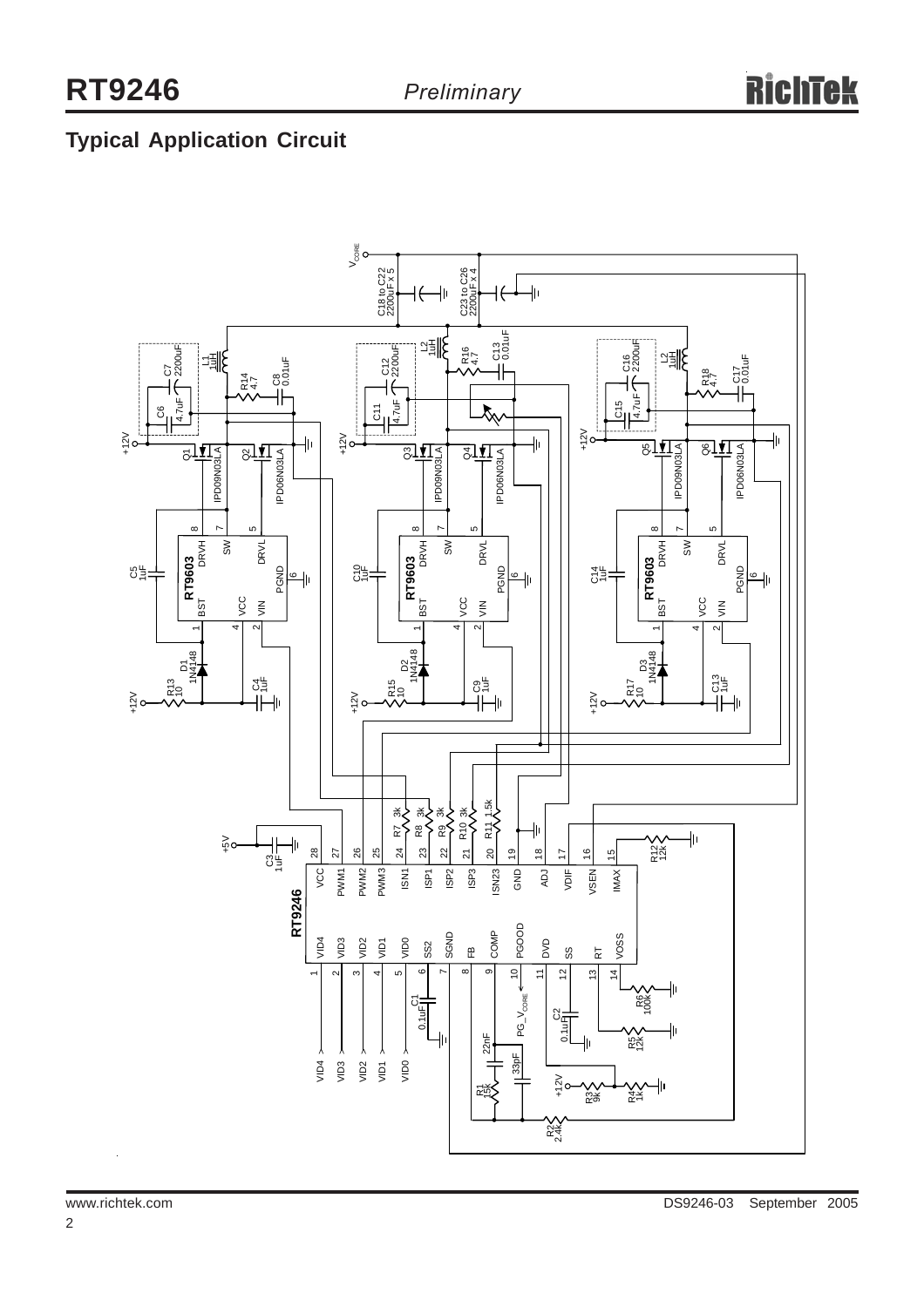## Typical Application Circuit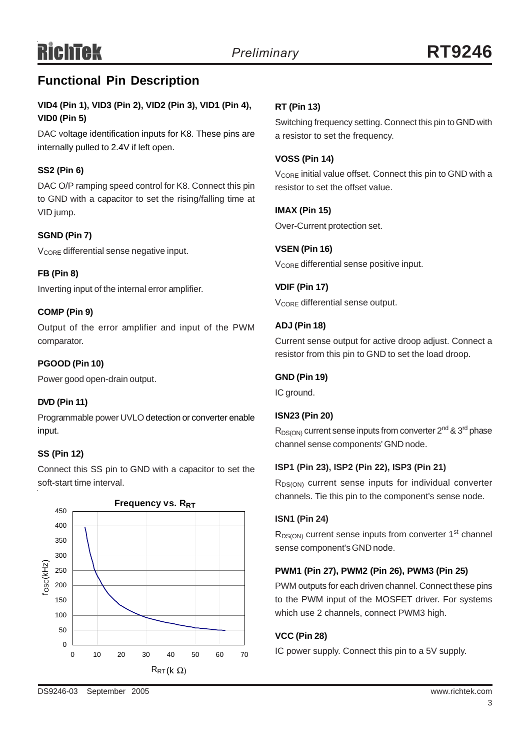## Functional Pin Description

**VID4 (Pin 1), VID3 (Pin 2), VID2 (Pin 3), VID1 (Pin 4), VID0 (Pin 5)**

DAC voltage identification inputs for K8. These pins are internally pulled to 2.4V if left open.

**SS2 (Pin 6)**

DAC O/P ramping speed control for K8. Connect this pin to GND with a capacitor to set the rising/falling time at VID jump.

**SGND (Pin 7)**

$V_{CORE}$ differential sense negative input.

**FB (Pin 8)**

Inverting input of the internal error amplifier.

**COMP (Pin 9)**

Output of the error amplifier and input of the PWM comparator.

**PGOOD (Pin 10)**

Power good open-drain output.

**DVD (Pin 11)**

Programmable power UVLO detection or converter enable input.

**SS (Pin 12)**

Connect this SS pin to GND with a capacitor to set the soft-start time interval.

**Frequency vs. $R_{RT}$**

(Graph: $f_{OSC}$(kHz) vs. $R_{RT}$ (k Ω))

**RT (Pin 13)**

Switching frequency setting. Connect this pin to GND with a resistor to set the frequency.

**VOSS (Pin 14)**

$V_{CORE}$ initial value offset. Connect this pin to GND with a resistor to set the offset value.

**IMAX (Pin 15)**

Over-Current protection set.

**VSEN (Pin 16)**

$V_{CORE}$ differential sense positive input.

**VDIF (Pin 17)**

$V_{CORE}$ differential sense output.

**ADJ (Pin 18)**

Current sense output for active droop adjust. Connect a resistor from this pin to GND to set the load droop.

**GND (Pin 19)**

IC ground.

**ISN23 (Pin 20)**

$R_{DS(ON)}$ current sense inputs from converter $2^{nd}$ & $3^{rd}$ phase channel sense components' GND node.

**ISP1 (Pin 23), ISP2 (Pin 22), ISP3 (Pin 21)**

$R_{DS(ON)}$ current sense inputs for individual converter channels. Tie this pin to the component's sense node.

**ISN1 (Pin 24)**

$R_{DS(ON)}$ current sense inputs from converter $1^{st}$ channel sense component's GND node.

**PWM1 (Pin 27), PWM2 (Pin 26), PWM3 (Pin 25)**

PWM outputs for each driven channel. Connect these pins to the PWM input of the MOSFET driver. For systems which use 2 channels, connect PWM3 high.

**VCC (Pin 28)**

IC power supply. Connect this pin to a 5V supply.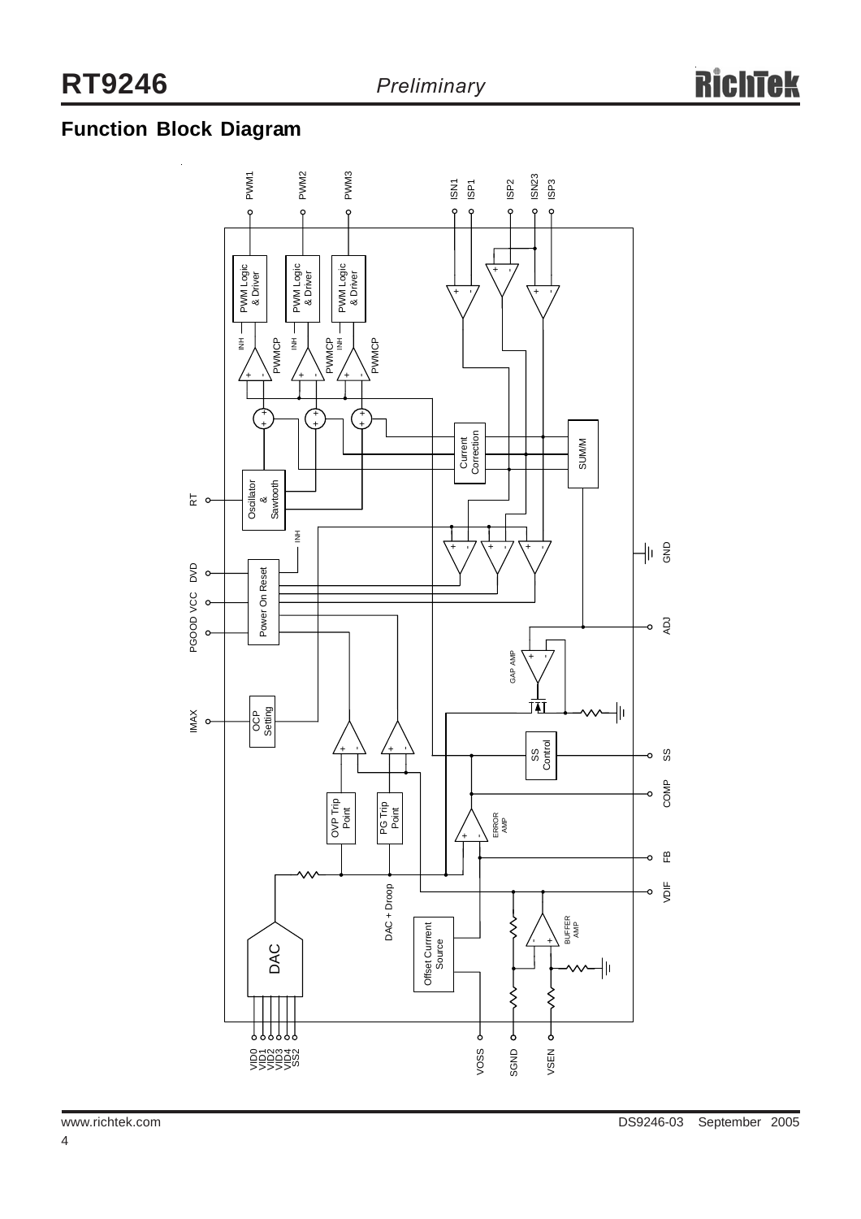## Function Block Diagram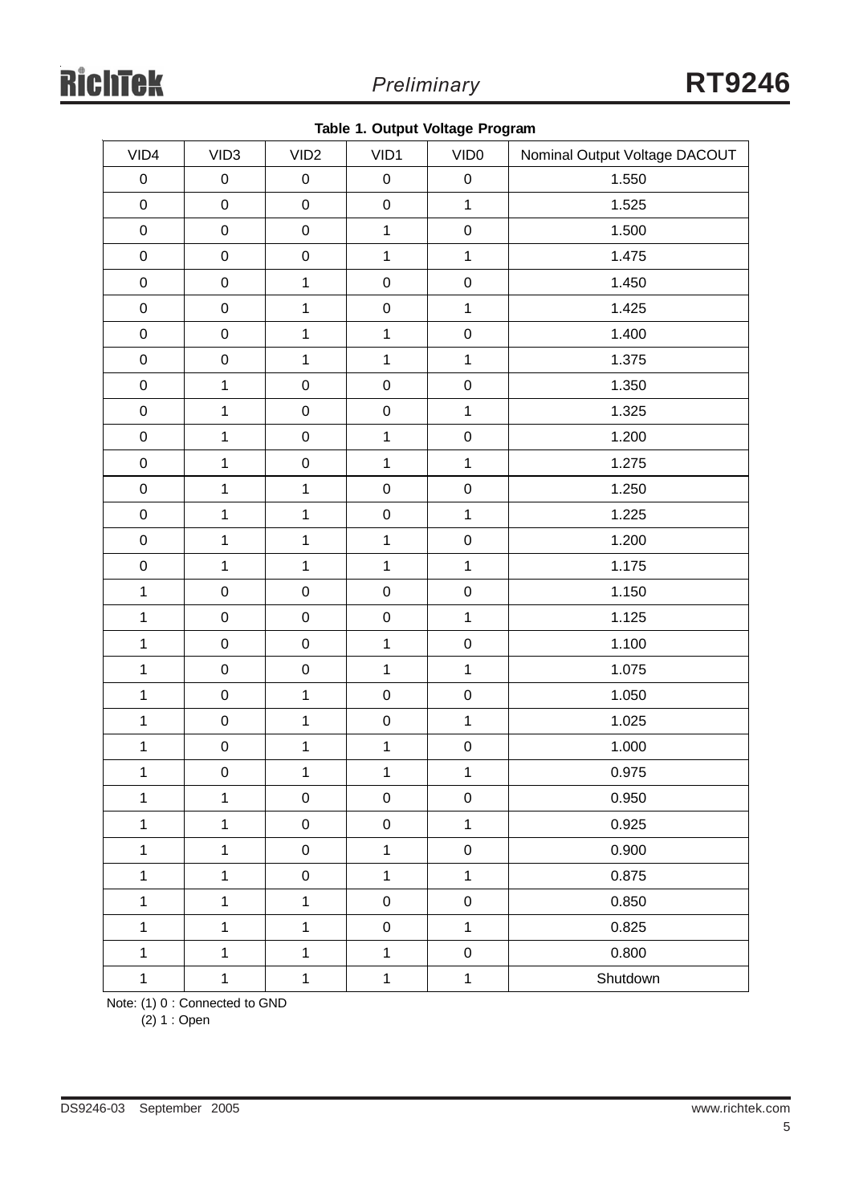**Table 1. Output Voltage Program**

| VID4 | VID3 | VID2 | VID1 | VID0 | Nominal Output Voltage DACOUT |
|---|---|---|---|---|---|
| 0 | 0 | 0 | 0 | 0 | 1.550 |
| 0 | 0 | 0 | 0 | 1 | 1.525 |
| 0 | 0 | 0 | 1 | 0 | 1.500 |
| 0 | 0 | 0 | 1 | 1 | 1.475 |
| 0 | 0 | 1 | 0 | 0 | 1.450 |
| 0 | 0 | 1 | 0 | 1 | 1.425 |
| 0 | 0 | 1 | 1 | 0 | 1.400 |
| 0 | 0 | 1 | 1 | 1 | 1.375 |
| 0 | 1 | 0 | 0 | 0 | 1.350 |
| 0 | 1 | 0 | 0 | 1 | 1.325 |
| 0 | 1 | 0 | 1 | 0 | 1.200 |
| 0 | 1 | 0 | 1 | 1 | 1.275 |
| 0 | 1 | 1 | 0 | 0 | 1.250 |
| 0 | 1 | 1 | 0 | 1 | 1.225 |
| 0 | 1 | 1 | 1 | 0 | 1.200 |
| 0 | 1 | 1 | 1 | 1 | 1.175 |
| 1 | 0 | 0 | 0 | 0 | 1.150 |
| 1 | 0 | 0 | 0 | 1 | 1.125 |
| 1 | 0 | 0 | 1 | 0 | 1.100 |
| 1 | 0 | 0 | 1 | 1 | 1.075 |
| 1 | 0 | 1 | 0 | 0 | 1.050 |
| 1 | 0 | 1 | 0 | 1 | 1.025 |
| 1 | 0 | 1 | 1 | 0 | 1.000 |
| 1 | 0 | 1 | 1 | 1 | 0.975 |
| 1 | 1 | 0 | 0 | 0 | 0.950 |
| 1 | 1 | 0 | 0 | 1 | 0.925 |
| 1 | 1 | 0 | 1 | 0 | 0.900 |
| 1 | 1 | 0 | 1 | 1 | 0.875 |
| 1 | 1 | 1 | 0 | 0 | 0.850 |
| 1 | 1 | 1 | 0 | 1 | 0.825 |
| 1 | 1 | 1 | 1 | 0 | 0.800 |
| 1 | 1 | 1 | 1 | 1 | Shutdown |

Note: (1) 0 : Connected to GND  
(2) 1 : Open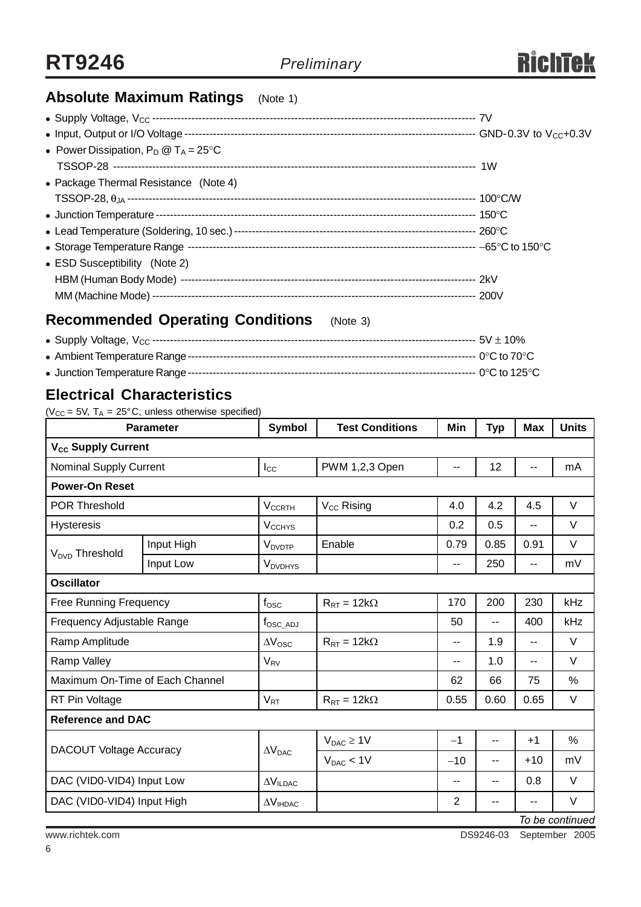## Absolute Maximum Ratings (Note 1)

- Supply Voltage, $V_{CC}$ ------------------------------------------------ 7V
- Input, Output or I/O Voltage ------------------------------------------ GND-0.3V to $V_{CC}$+0.3V
- Power Dissipation, $P_D$ @ $T_A$ = 25°C
  TSSOP-28 ------------------------------------------------ 1W
- Package Thermal Resistance (Note 4)
  TSSOP-28, $\theta_{JA}$ ------------------------------------------------ 100°C/W
- Junction Temperature ------------------------------------------------ 150°C
- Lead Temperature (Soldering, 10 sec.) ------------------------------------------------ 260°C
- Storage Temperature Range ------------------------------------------------ −65°C to 150°C
- ESD Susceptibility (Note 2)
  HBM (Human Body Mode) ------------------------------------------------ 2kV
  MM (Machine Mode) ------------------------------------------------ 200V

## Recommended Operating Conditions (Note 3)

- Supply Voltage, $V_{CC}$ ------------------------------------------------ 5V ± 10%
- Ambient Temperature Range ------------------------------------------------ 0°C to 70°C
- Junction Temperature Range ------------------------------------------------ 0°C to 125°C

## Electrical Characteristics

($V_{CC}$ = 5V, $T_A$ = 25°C, unless otherwise specified)

| Parameter | | Symbol | Test Conditions | Min | Typ | Max | Units |
|---|---|---|---|---|---|---|---|
| **$V_{CC}$ Supply Current** | | | | | | | |
| Nominal Supply Current | | $I_{CC}$ | PWM 1,2,3 Open | -- | 12 | -- | mA |
| **Power-On Reset** | | | | | | | |
| POR Threshold | | $V_{CCRTH}$ | $V_{CC}$ Rising | 4.0 | 4.2 | 4.5 | V |
| Hysteresis | | $V_{CCHYS}$ | | 0.2 | 0.5 | -- | V |
| $V_{DVD}$ Threshold | Input High | $V_{DVDTP}$ | Enable | 0.79 | 0.85 | 0.91 | V |
| | Input Low | $V_{DVDHYS}$ | | -- | 250 | -- | mV |
| **Oscillator** | | | | | | | |
| Free Running Frequency | | $f_{OSC}$ | $R_{RT}$ = 12kΩ | 170 | 200 | 230 | kHz |
| Frequency Adjustable Range | | $f_{OSC\_ADJ}$ | | 50 | -- | 400 | kHz |
| Ramp Amplitude | | $\Delta V_{OSC}$ | $R_{RT}$ = 12kΩ | -- | 1.9 | -- | V |
| Ramp Valley | | $V_{RV}$ | | -- | 1.0 | -- | V |
| Maximum On-Time of Each Channel | | | | 62 | 66 | 75 | % |
| RT Pin Voltage | | $V_{RT}$ | $R_{RT}$ = 12kΩ | 0.55 | 0.60 | 0.65 | V |
| **Reference and DAC** | | | | | | | |
| DACOUT Voltage Accuracy | | $\Delta V_{DAC}$ | $V_{DAC} \geq 1V$ | −1 | -- | +1 | % |
| | | | $V_{DAC}$ < 1V | −10 | -- | +10 | mV |
| DAC (VID0-VID4) Input Low | | $\Delta V_{ILDAC}$ | | -- | -- | 0.8 | V |
| DAC (VID0-VID4) Input High | | $\Delta V_{IHDAC}$ | | 2 | -- | -- | V |

*To be continued*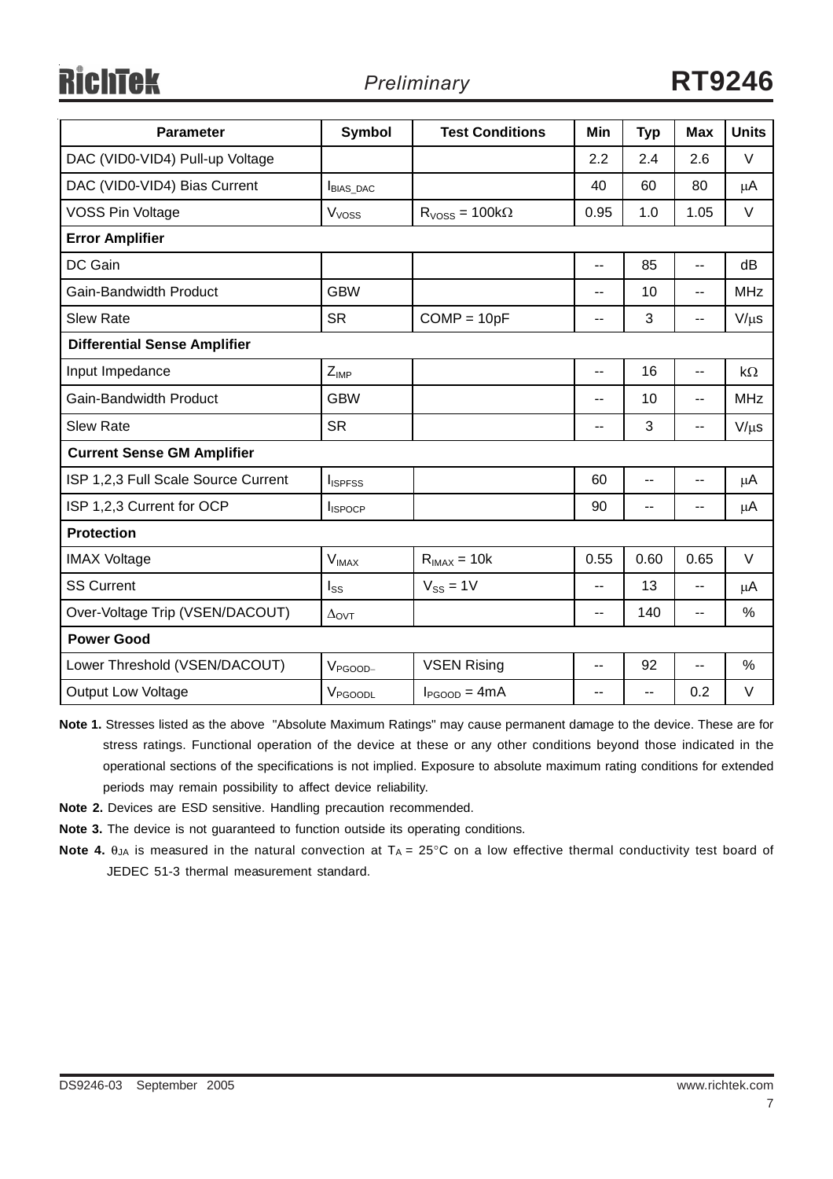| Parameter | Symbol | Test Conditions | Min | Typ | Max | Units |
|---|---|---|---|---|---|---|
| DAC (VID0-VID4) Pull-up Voltage | | | 2.2 | 2.4 | 2.6 | V |
| DAC (VID0-VID4) Bias Current | $I_{BIAS\_DAC}$ | | 40 | 60 | 80 | μA |
| VOSS Pin Voltage | $V_{VOSS}$ | $R_{VOSS}$ = 100kΩ | 0.95 | 1.0 | 1.05 | V |
| **Error Amplifier** | | | | | | |
| DC Gain | | | -- | 85 | -- | dB |
| Gain-Bandwidth Product | GBW | | -- | 10 | -- | MHz |
| Slew Rate | SR | COMP = 10pF | -- | 3 | -- | V/μs |
| **Differential Sense Amplifier** | | | | | | |
| Input Impedance | $Z_{IMP}$ | | -- | 16 | -- | kΩ |
| Gain-Bandwidth Product | GBW | | -- | 10 | -- | MHz |
| Slew Rate | SR | | -- | 3 | -- | V/μs |
| **Current Sense GM Amplifier** | | | | | | |
| ISP 1,2,3 Full Scale Source Current | $I_{ISPFSS}$ | | 60 | -- | -- | μA |
| ISP 1,2,3 Current for OCP | $I_{ISPOCP}$ | | 90 | -- | -- | μA |
| **Protection** | | | | | | |
| IMAX Voltage | $V_{IMAX}$ | $R_{IMAX}$ = 10k | 0.55 | 0.60 | 0.65 | V |
| SS Current | $I_{SS}$ | $V_{SS}$ = 1V | -- | 13 | -- | μA |
| Over-Voltage Trip (VSEN/DACOUT) | $\Delta_{OVT}$ | | -- | 140 | -- | % |
| **Power Good** | | | | | | |
| Lower Threshold (VSEN/DACOUT) | $V_{PGOOD-}$ | VSEN Rising | -- | 92 | -- | % |
| Output Low Voltage | $V_{PGOODL}$ | $I_{PGOOD}$ = 4mA | -- | -- | 0.2 | V |

**Note 1.** Stresses listed as the above "Absolute Maximum Ratings" may cause permanent damage to the device. These are for stress ratings. Functional operation of the device at these or any other conditions beyond those indicated in the operational sections of the specifications is not implied. Exposure to absolute maximum rating conditions for extended periods may remain possibility to affect device reliability.

**Note 2.** Devices are ESD sensitive. Handling precaution recommended.

**Note 3.** The device is not guaranteed to function outside its operating conditions.

**Note 4.** $\theta_{JA}$ is measured in the natural convection at $T_A$ = 25°C on a low effective thermal conductivity test board of JEDEC 51-3 thermal measurement standard.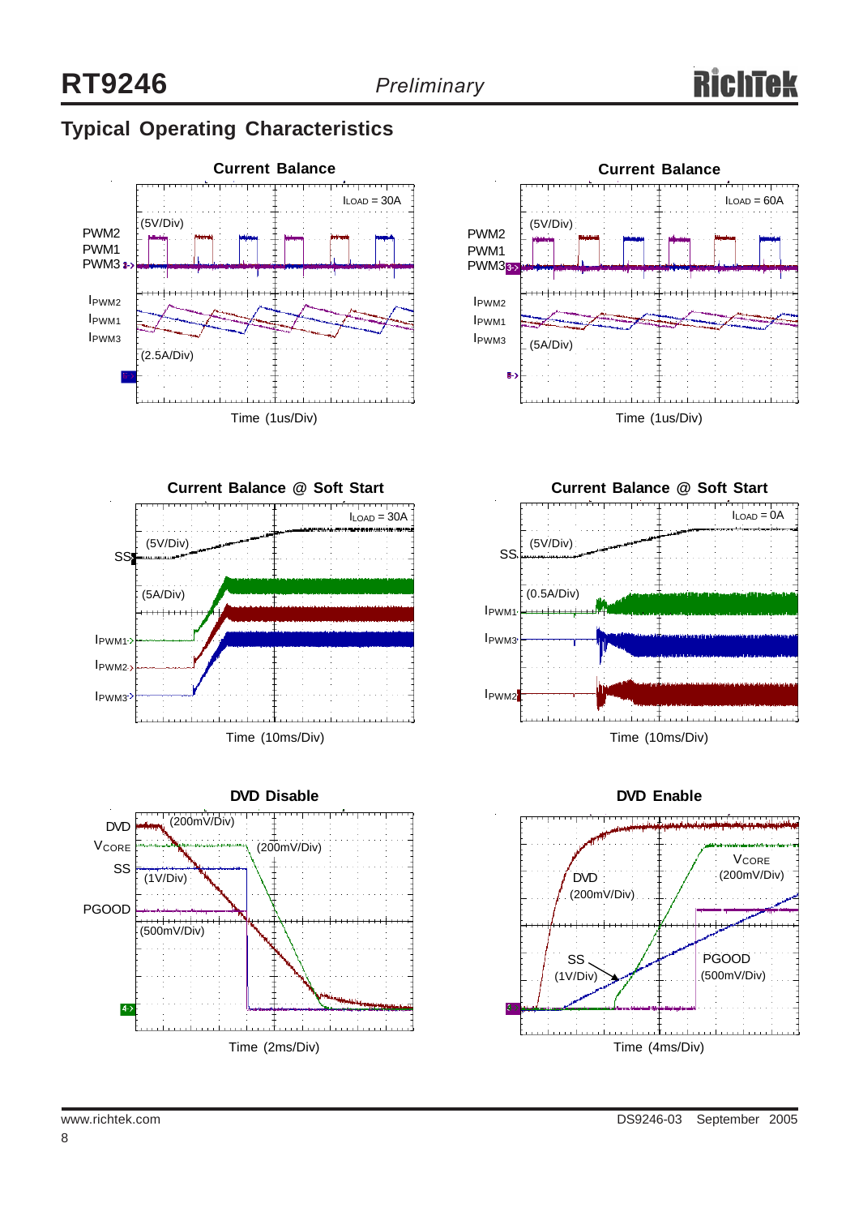## Typical Operating Characteristics

**Current Balance**

$I_{LOAD}$ = 30A

PWM2
PWM1
PWM3

(5V/Div)

$I_{PWM2}$
$I_{PWM1}$
$I_{PWM3}$

(2.5A/Div)

Time (1us/Div)

**Current Balance**

$I_{LOAD}$ = 60A

PWM2
PWM1
PWM3

(5V/Div)

$I_{PWM2}$
$I_{PWM1}$
$I_{PWM3}$

(5A/Div)

Time (1us/Div)

**Current Balance @ Soft Start**

$I_{LOAD}$ = 30A

SS

(5V/Div)

(5A/Div)

$I_{PWM1}$
$I_{PWM2}$
$I_{PWM3}$

Time (10ms/Div)

**Current Balance @ Soft Start**

$I_{LOAD}$ = 0A

SS

(5V/Div)

(0.5A/Div)

$I_{PWM1}$
$I_{PWM3}$
$I_{PWM2}$

Time (10ms/Div)

**DVD Disable**

DVD (200mV/Div)
$V_{CORE}$ (200mV/Div)
SS (1V/Div)
PGOOD (500mV/Div)

Time (2ms/Div)

**DVD Enable**

DVD (200mV/Div)
$V_{CORE}$ (200mV/Div)
SS (1V/Div)
PGOOD (500mV/Div)

Time (4ms/Div)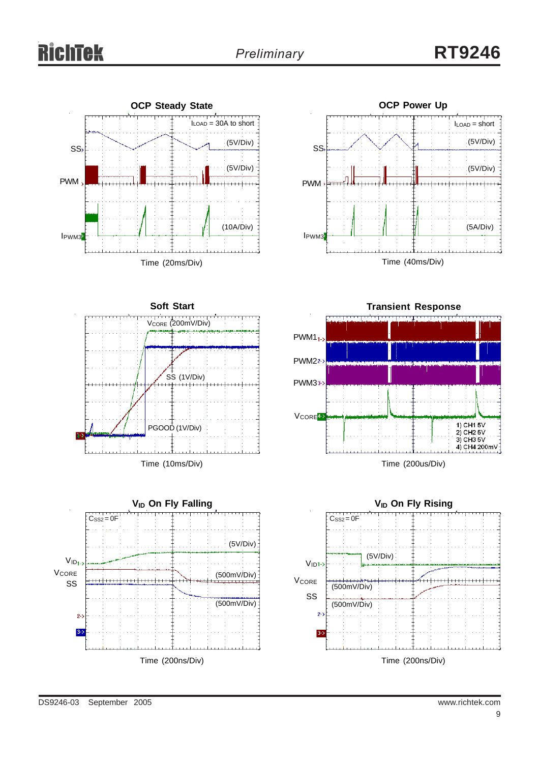**OCP Steady State**

$I_{LOAD}$ = 30A to short

SS (5V/Div)

PWM (5V/Div)

$I_{PWM3}$ (10A/Div)

Time (20ms/Div)

**OCP Power Up**

$I_{LOAD}$ = short

SS (5V/Div)

PWM (5V/Div)

$I_{PWM3}$ (5A/Div)

Time (40ms/Div)

**Soft Start**

$V_{CORE}$ (200mV/Div)

SS (1V/Div)

PGOOD (1V/Div)

Time (10ms/Div)

**Transient Response**

PWM1

PWM2

PWM3

$V_{CORE}$

1) CH1 5V
2) CH2 5V
3) CH3 5V
4) CH4 200mV

Time (200us/Div)

**$V_{ID}$ On Fly Falling**

$C_{SS2}$ = 0F

$V_{ID1}$ (5V/Div)

$V_{CORE}$ (500mV/Div)

SS (500mV/Div)

Time (200ns/Div)

**$V_{ID}$ On Fly Rising**

$C_{SS2}$ = 0F

$V_{ID1}$ (5V/Div)

$V_{CORE}$ (500mV/Div)

SS (500mV/Div)

Time (200ns/Div)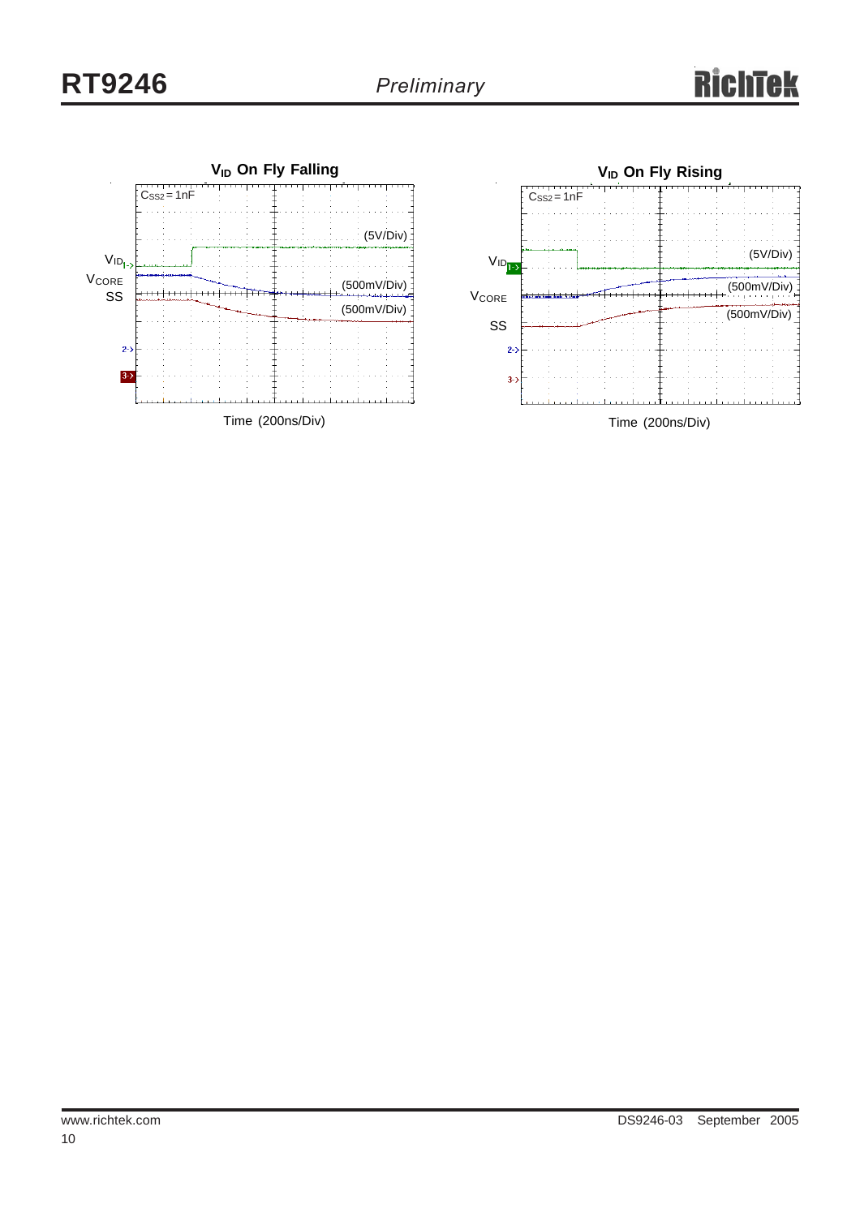## $V_{ID}$ On Fly Falling

$C_{SS2}$ = 1nF

$V_{ID}$ (5V/Div)

$V_{CORE}$ (500mV/Div)

SS (500mV/Div)

Time (200ns/Div)

## $V_{ID}$ On Fly Rising

$C_{SS2}$ = 1nF

$V_{ID}$ (5V/Div)

$V_{CORE}$ (500mV/Div)

SS (500mV/Div)

Time (200ns/Div)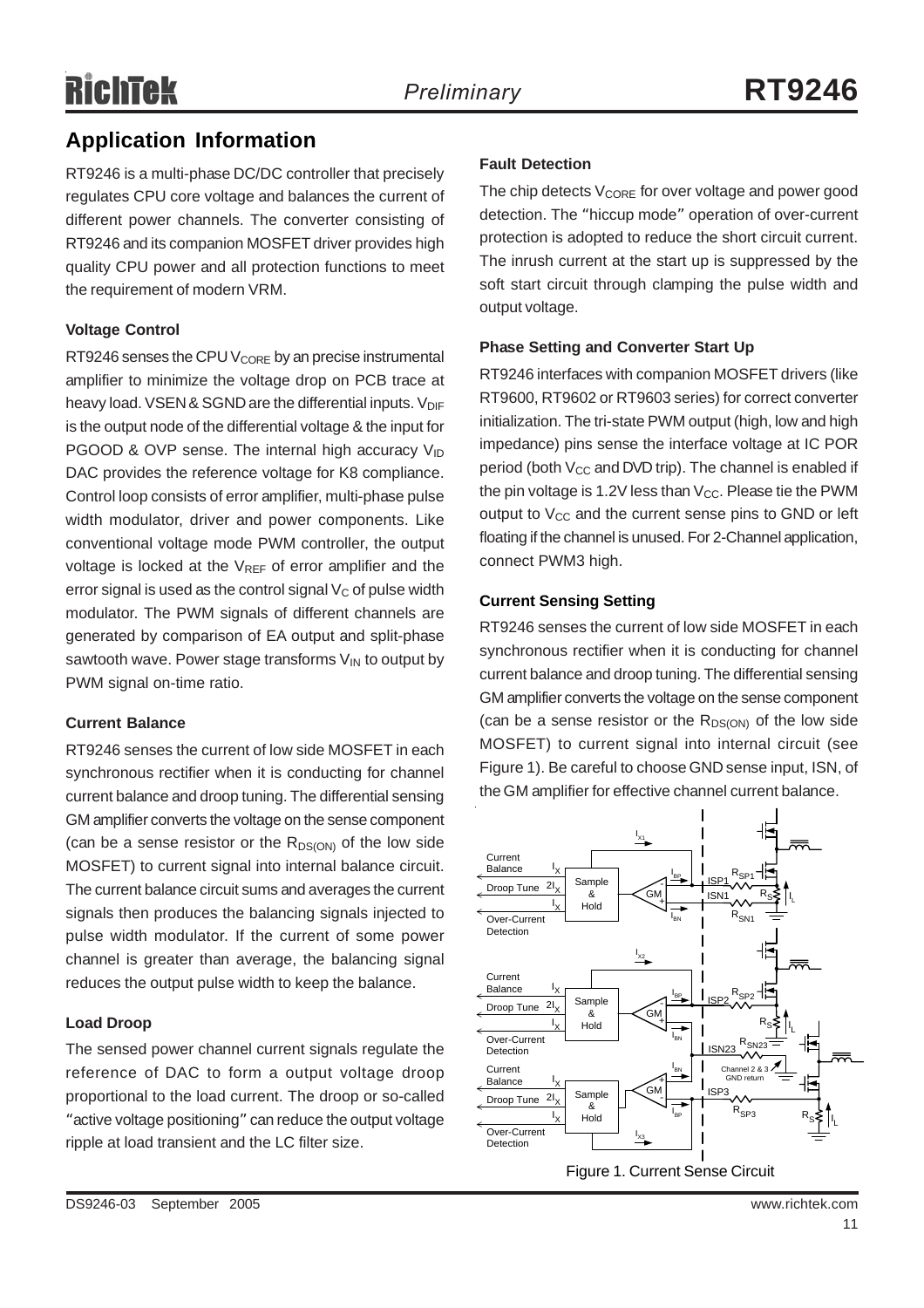## Application Information

RT9246 is a multi-phase DC/DC controller that precisely regulates CPU core voltage and balances the current of different power channels. The converter consisting of RT9246 and its companion MOSFET driver provides high quality CPU power and all protection functions to meet the requirement of modern VRM.

### Voltage Control

RT9246 senses the CPU $V_{CORE}$ by an precise instrumental amplifier to minimize the voltage drop on PCB trace at heavy load. VSEN & SGND are the differential inputs. $V_{DIF}$ is the output node of the differential voltage & the input for PGOOD & OVP sense. The internal high accuracy $V_{ID}$ DAC provides the reference voltage for K8 compliance. Control loop consists of error amplifier, multi-phase pulse width modulator, driver and power components. Like conventional voltage mode PWM controller, the output voltage is locked at the $V_{REF}$ of error amplifier and the error signal is used as the control signal $V_C$ of pulse width modulator. The PWM signals of different channels are generated by comparison of EA output and split-phase sawtooth wave. Power stage transforms $V_{IN}$ to output by PWM signal on-time ratio.

### Current Balance

RT9246 senses the current of low side MOSFET in each synchronous rectifier when it is conducting for channel current balance and droop tuning. The differential sensing GM amplifier converts the voltage on the sense component (can be a sense resistor or the $R_{DS(ON)}$ of the low side MOSFET) to current signal into internal balance circuit. The current balance circuit sums and averages the current signals then produces the balancing signals injected to pulse width modulator. If the current of some power channel is greater than average, the balancing signal reduces the output pulse width to keep the balance.

### Load Droop

The sensed power channel current signals regulate the reference of DAC to form a output voltage droop proportional to the load current. The droop or so-called "active voltage positioning" can reduce the output voltage ripple at load transient and the LC filter size.

### Fault Detection

The chip detects $V_{CORE}$ for over voltage and power good detection. The "hiccup mode" operation of over-current protection is adopted to reduce the short circuit current. The inrush current at the start up is suppressed by the soft start circuit through clamping the pulse width and output voltage.

### Phase Setting and Converter Start Up

RT9246 interfaces with companion MOSFET drivers (like RT9600, RT9602 or RT9603 series) for correct converter initialization. The tri-state PWM output (high, low and high impedance) pins sense the interface voltage at IC POR period (both $V_{CC}$ and DVD trip). The channel is enabled if the pin voltage is 1.2V less than $V_{CC}$. Please tie the PWM output to $V_{CC}$ and the current sense pins to GND or left floating if the channel is unused. For 2-Channel application, connect PWM3 high.

### Current Sensing Setting

RT9246 senses the current of low side MOSFET in each synchronous rectifier when it is conducting for channel current balance and droop tuning. The differential sensing GM amplifier converts the voltage on the sense component (can be a sense resistor or the $R_{DS(ON)}$ of the low side MOSFET) to current signal into internal circuit (see Figure 1). Be careful to choose GND sense input, ISN, of the GM amplifier for effective channel current balance.

Figure 1. Current Sense Circuit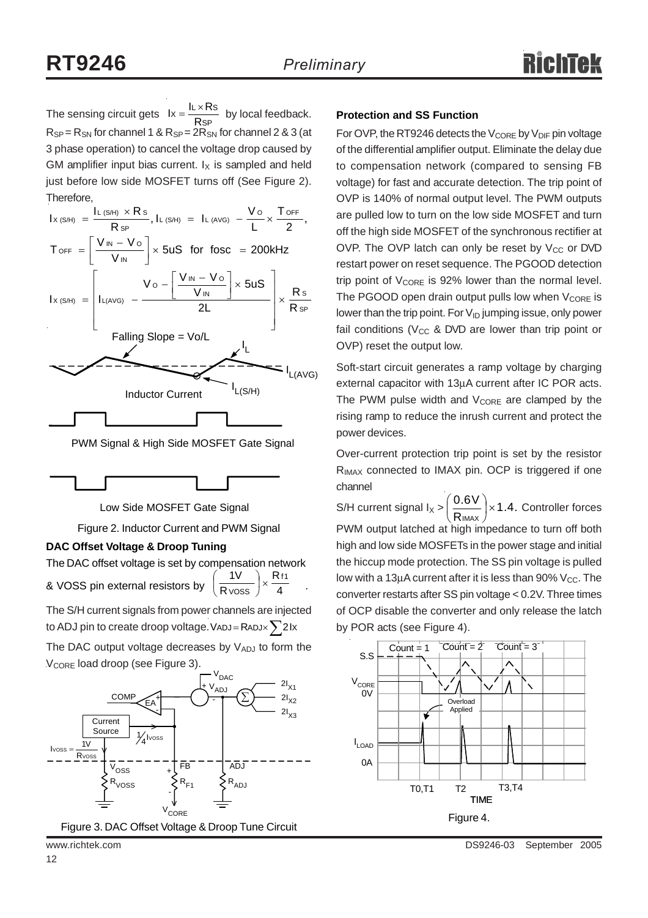The sensing circuit gets $I_X = \frac{I_L \times R_S}{R_{SP}}$ by local feedback. $R_{SP} = R_{SN}$ for channel 1 & $R_{SP} = 2R_{SN}$ for channel 2 & 3 (at 3 phase operation) to cancel the voltage drop caused by GM amplifier input bias current. $I_X$ is sampled and held just before low side MOSFET turns off (See Figure 2). Therefore,

$$I_{X(S/H)} = \frac{I_{L(S/H)} \times R_S}{R_{SP}},\ I_{L(S/H)} = I_{L(AVG)} - \frac{V_O}{L} \times \frac{T_{OFF}}{2},$$

$$T_{OFF} = \left[\frac{V_{IN} - V_O}{V_{IN}}\right] \times 5uS \quad \text{for fosc} = 200kHz$$

$$I_{X(S/H)} = \left[ I_{L(AVG)} - \frac{V_O - \left[\frac{V_{IN} - V_O}{V_{IN}}\right] \times 5uS}{2L} \right] \times \frac{R_S}{R_{SP}}$$

Falling Slope = Vo/L

Inductor Current

PWM Signal & High Side MOSFET Gate Signal

Low Side MOSFET Gate Signal

Figure 2. Inductor Current and PWM Signal

**DAC Offset Voltage & Droop Tuning**

The DAC offset voltage is set by compensation network & VOSS pin external resistors by $\left(\frac{1V}{R_{VOSS}}\right) \times \frac{R_{f1}}{4}$.

The S/H current signals from power channels are injected to ADJ pin to create droop voltage. $V_{ADJ} = R_{ADJ} \times \sum 2I_X$

The DAC output voltage decreases by $V_{ADJ}$ to form the $V_{CORE}$ load droop (see Figure 3).

Figure 3. DAC Offset Voltage & Droop Tune Circuit

**Protection and SS Function**

For OVP, the RT9246 detects the $V_{CORE}$ by $V_{DIF}$ pin voltage of the differential amplifier output. Eliminate the delay due to compensation network (compared to sensing FB voltage) for fast and accurate detection. The trip point of OVP is 140% of normal output level. The PWM outputs are pulled low to turn on the low side MOSFET and turn off the high side MOSFET of the synchronous rectifier at OVP. The OVP latch can only be reset by $V_{CC}$ or DVD restart power on reset sequence. The PGOOD detection trip point of $V_{CORE}$ is 92% lower than the normal level. The PGOOD open drain output pulls low when $V_{CORE}$ is lower than the trip point. For $V_{ID}$ jumping issue, only power fail conditions ($V_{CC}$ & DVD are lower than trip point or OVP) reset the output low.

Soft-start circuit generates a ramp voltage by charging external capacitor with 13µA current after IC POR acts. The PWM pulse width and $V_{CORE}$ are clamped by the rising ramp to reduce the inrush current and protect the power devices.

Over-current protection trip point is set by the resistor $R_{IMAX}$ connected to IMAX pin. OCP is triggered if one channel

S/H current signal $I_X > \left(\frac{0.6V}{R_{IMAX}}\right) \times 1.4$. Controller forces PWM output latched at high impedance to turn off both high and low side MOSFETs in the power stage and initial the hiccup mode protection. The SS pin voltage is pulled low with a 13µA current after it is less than 90% $V_{CC}$. The converter restarts after SS pin voltage < 0.2V. Three times of OCP disable the converter and only release the latch by POR acts (see Figure 4).

Figure 4.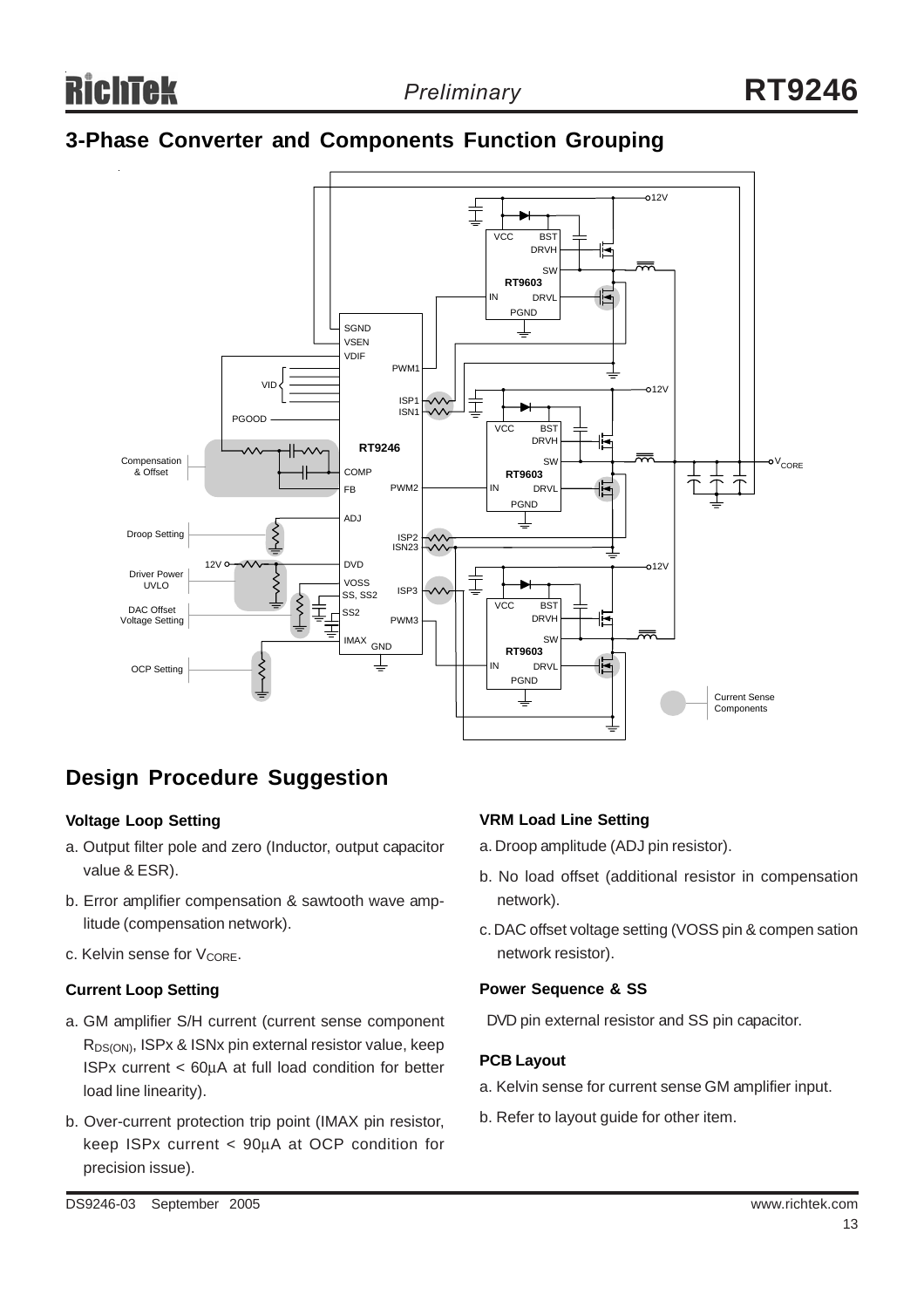## 3-Phase Converter and Components Function Grouping

## Design Procedure Suggestion

### Voltage Loop Setting

a. Output filter pole and zero (Inductor, output capacitor value & ESR).

b. Error amplifier compensation & sawtooth wave amplitude (compensation network).

c. Kelvin sense for $V_{CORE}$.

### Current Loop Setting

a. GM amplifier S/H current (current sense component $R_{DS(ON)}$, ISPx & ISNx pin external resistor value, keep ISPx current < 60μA at full load condition for better load line linearity).

b. Over-current protection trip point (IMAX pin resistor, keep ISPx current < 90μA at OCP condition for precision issue).

### VRM Load Line Setting

a. Droop amplitude (ADJ pin resistor).

b. No load offset (additional resistor in compensation network).

c. DAC offset voltage setting (VOSS pin & compen sation network resistor).

### Power Sequence & SS

DVD pin external resistor and SS pin capacitor.

### PCB Layout

a. Kelvin sense for current sense GM amplifier input.

b. Refer to layout guide for other item.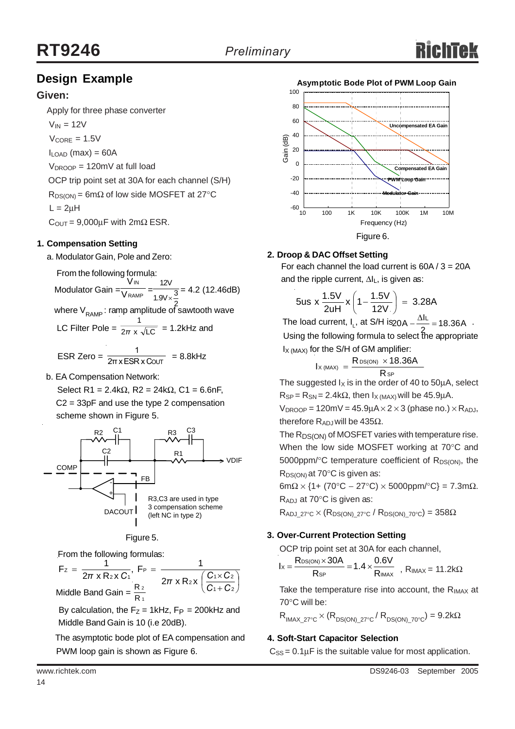## Design Example

### Given:

Apply for three phase converter

$V_{IN}$ = 12V

$V_{CORE}$ = 1.5V

$I_{LOAD}$ (max) = 60A

$V_{DROOP}$ = 120mV at full load

OCP trip point set at 30A for each channel (S/H)

$R_{DS(ON)}$ = 6mΩ of low side MOSFET at 27°C

L = 2μH

$C_{OUT}$ = 9,000μF with 2mΩ ESR.

#### 1. Compensation Setting

a. Modulator Gain, Pole and Zero:

From the following formula:

$$\text{Modulator Gain} = \frac{V_{IN}}{V_{RAMP}} = \frac{12V}{1.9V \times \frac{3}{2}} = 4.2 \text{ (12.46dB)}$$

where $V_{RAMP}$ : ramp amplitude of sawtooth wave

$$\text{LC Filter Pole} = \frac{1}{2\pi \times \sqrt{LC}} = 1.2\text{kHz and}$$

$$\text{ESR Zero} = \frac{1}{2\pi \times ESR \times C_{OUT}} = 8.8\text{kHz}$$

b. EA Compensation Network:

Select R1 = 2.4kΩ, R2 = 24kΩ, C1 = 6.6nF, C2 = 33pF and use the type 2 compensation scheme shown in Figure 5.

Figure 5.

From the following formulas:

$$F_Z = \frac{1}{2\pi \times R_2 \times C_1},\ F_P = \frac{1}{2\pi \times R_2 \times \left(\frac{C_1 \times C_2}{C_1 + C_2}\right)}$$

$$\text{Middle Band Gain} = \frac{R_2}{R_1}$$

By calculation, the $F_Z$ = 1kHz, $F_P$ = 200kHz and Middle Band Gain is 10 (i.e 20dB).

The asymptotic bode plot of EA compensation and PWM loop gain is shown as Figure 6.

Figure 6.

#### 2. Droop & DAC Offset Setting

For each channel the load current is 60A / 3 = 20A and the ripple current, $\Delta I_L$, is given as:

$$5us \times \frac{1.5V}{2uH} \times \left(1 - \frac{1.5V}{12V}\right) = 3.28A$$

The load current, $I_L$, at S/H is $20A - \frac{\Delta I_L}{2} = 18.36A$ .

Using the following formula to select the appropriate $I_{X\,(MAX)}$ for the S/H of GM amplifier:

$$I_{X\,(MAX)} = \frac{R_{DS(ON)} \times 18.36A}{R_{SP}}$$

The suggested $I_X$ is in the order of 40 to 50μA, select $R_{SP} = R_{SN}$ = 2.4kΩ, then $I_{X\,(MAX)}$ will be 45.9μA.

$V_{DROOP}$ = 120mV = 45.9μA × 2 × 3 (phase no.) × $R_{ADJ}$, therefore $R_{ADJ}$ will be 435Ω.

The $R_{DS(ON)}$ of MOSFET varies with temperature rise. When the low side MOSFET working at 70°C and 5000ppm/°C temperature coefficient of $R_{DS(ON)}$, the $R_{DS(ON)}$ at 70°C is given as:

6mΩ × {1+ (70°C − 27°C) × 5000ppm/°C} = 7.3mΩ.

$R_{ADJ}$ at 70°C is given as:

$R_{ADJ\_27°C} \times (R_{DS(ON)\_27°C} / R_{DS(ON)\_70°C})$ = 358Ω

#### 3. Over-Current Protection Setting

OCP trip point set at 30A for each channel,

$$I_X = \frac{R_{DS(ON)} \times 30A}{R_{SP}} = 1.4 \times \frac{0.6V}{R_{IMAX}},\ R_{IMAX} = 11.2k\Omega$$

Take the temperature rise into account, the $R_{IMAX}$ at 70°C will be:

$R_{IMAX\_27°C} \times (R_{DS(ON)\_27°C} / R_{DS(ON)\_70°C})$ = 9.2kΩ

#### 4. Soft-Start Capacitor Selection

$C_{SS}$ = 0.1μF is the suitable value for most application.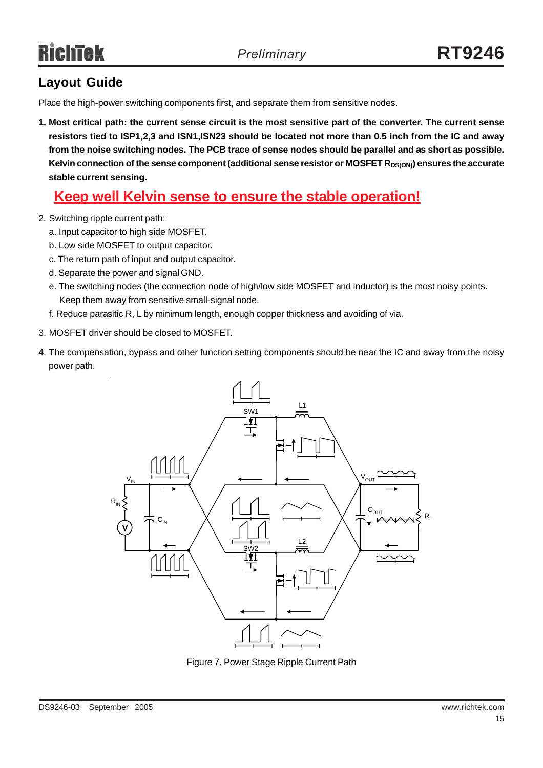## Layout Guide

Place the high-power switching components first, and separate them from sensitive nodes.

1. **Most critical path: the current sense circuit is the most sensitive part of the converter. The current sense resistors tied to ISP1,2,3 and ISN1,ISN23 should be located not more than 0.5 inch from the IC and away from the noise switching nodes. The PCB trace of sense nodes should be parallel and as short as possible. Kelvin connection of the sense component (additional sense resistor or MOSFET $R_{DS(ON)}$) ensures the accurate stable current sensing.**

   **Keep well Kelvin sense to ensure the stable operation!**

2. Switching ripple current path:
   a. Input capacitor to high side MOSFET.
   b. Low side MOSFET to output capacitor.
   c. The return path of input and output capacitor.
   d. Separate the power and signal GND.
   e. The switching nodes (the connection node of high/low side MOSFET and inductor) is the most noisy points. Keep them away from sensitive small-signal node.
   f. Reduce parasitic R, L by minimum length, enough copper thickness and avoiding of via.

3. MOSFET driver should be closed to MOSFET.

4. The compensation, bypass and other function setting components should be near the IC and away from the noisy power path.

Figure 7. Power Stage Ripple Current Path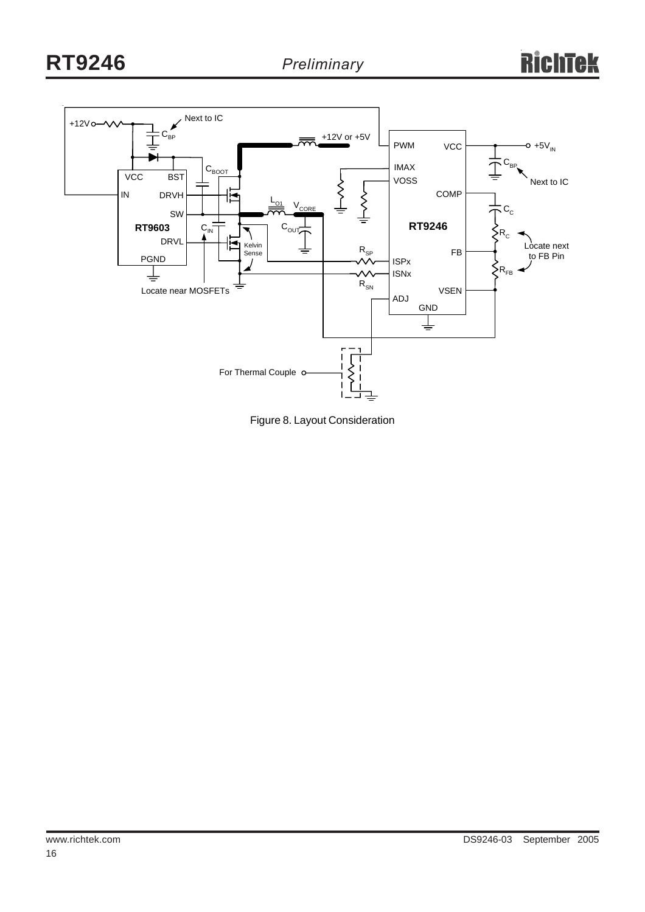Figure 8. Layout Consideration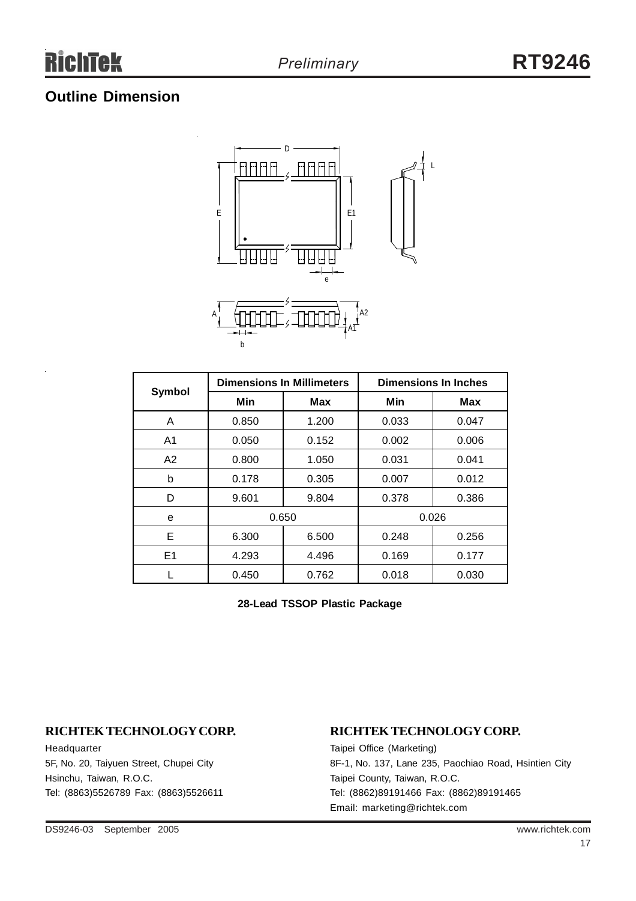## Outline Dimension

D

L

E

E1

e

A

A2

A1

b

| Symbol | Dimensions In Millimeters | | Dimensions In Inches | |
|---|---|---|---|---|
| | Min | Max | Min | Max |
| A | 0.850 | 1.200 | 0.033 | 0.047 |
| A1 | 0.050 | 0.152 | 0.002 | 0.006 |
| A2 | 0.800 | 1.050 | 0.031 | 0.041 |
| b | 0.178 | 0.305 | 0.007 | 0.012 |
| D | 9.601 | 9.804 | 0.378 | 0.386 |
| e | 0.650 | | 0.026 | |
| E | 6.300 | 6.500 | 0.248 | 0.256 |
| E1 | 4.293 | 4.496 | 0.169 | 0.177 |
| L | 0.450 | 0.762 | 0.018 | 0.030 |

**28-Lead TSSOP Plastic Package**

**RICHTEK TECHNOLOGY CORP.**

Headquarter

5F, No. 20, Taiyuen Street, Chupei City

Hsinchu, Taiwan, R.O.C.

Tel: (8863)5526789 Fax: (8863)5526611

**RICHTEK TECHNOLOGY CORP.**

Taipei Office (Marketing)

8F-1, No. 137, Lane 235, Paochiao Road, Hsintien City

Taipei County, Taiwan, R.O.C.

Tel: (8862)89191466 Fax: (8862)89191465

Email: marketing@richtek.com